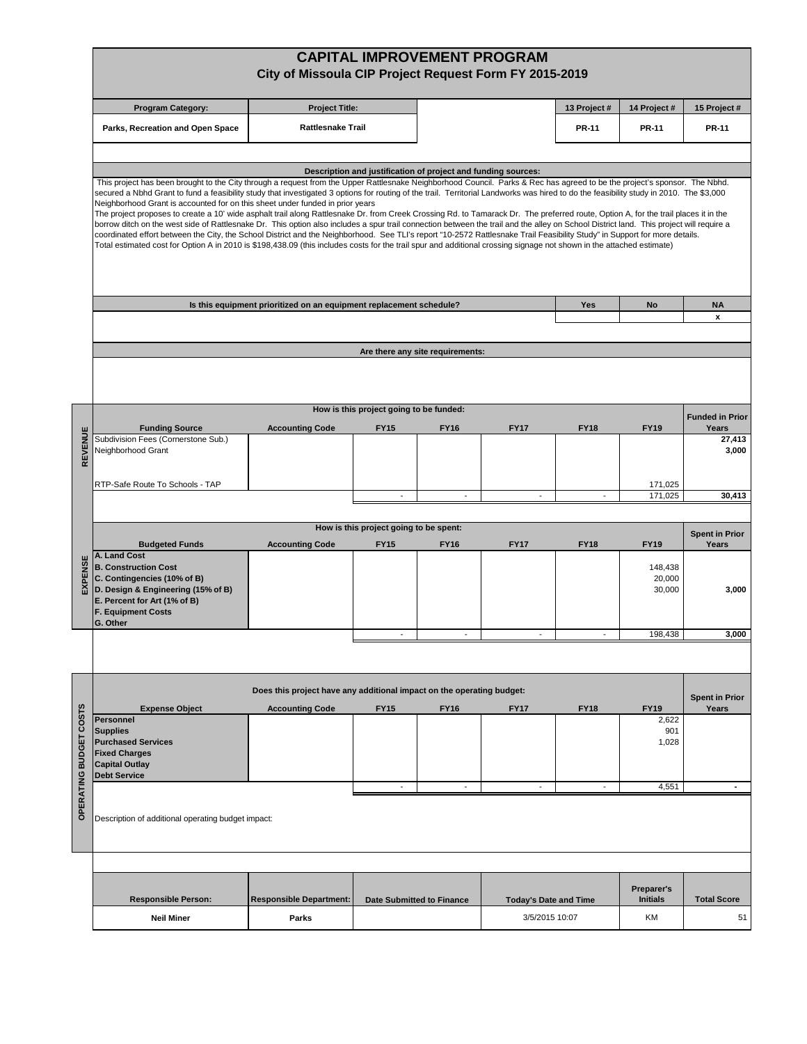# CAPITAL IMPROVEMENT PROGRAM

## City of Missoula CIP Project Request Form FY 2015-2019

| Program Category: | Project Title: | | 13 Project # | 14 Project # | 15 Project # |
|---|---|---|---|---|---|
| Parks, Recreation and Open Space | Rattlesnake Trail | | PR-11 | PR-11 | PR-11 |

### Description and justification of project and funding sources:

This project has been brought to the City through a request from the Upper Rattlesnake Neighborhood Council. Parks & Rec has agreed to be the project's sponsor. The Nbhd. secured a Nbhd Grant to fund a feasibility study that investigated 3 options for routing of the trail. Territorial Landworks was hired to do the feasibility study in 2010. The $3,000 Neighborhood Grant is accounted for on this sheet under funded in prior years

The project proposes to create a 10' wide asphalt trail along Rattlesnake Dr. from Creek Crossing Rd. to Tamarack Dr. The preferred route, Option A, for the trail places it in the borrow ditch on the west side of Rattlesnake Dr. This option also includes a spur trail connection between the trail and the alley on School District land. This project will require a coordinated effort between the City, the School District and the Neighborhood. See TLI's report "10-2572 Rattlesnake Trail Feasibility Study" in Support for more details.

Total estimated cost for Option A in 2010 is $198,438.09 (this includes costs for the trail spur and additional crossing signage not shown in the attached estimate)

| Is this equipment prioritized on an equipment replacement schedule? | Yes | No | NA |
|---|---|---|---|
| | | | x |

### Are there any site requirements:

### REVENUE — How is this project going to be funded:

| Funding Source | Accounting Code | FY15 | FY16 | FY17 | FY18 | FY19 | Funded in Prior Years |
|---|---|---|---|---|---|---|---|
| Subdivision Fees (Cornerstone Sub.) | | | | | | | 27,413 |
| Neighborhood Grant | | | | | | | 3,000 |
| RTP-Safe Route To Schools - TAP | | | | | | 171,025 | |
| | | - | - | - | - | 171,025 | 30,413 |

### EXPENSE — How is this project going to be spent:

| Budgeted Funds | Accounting Code | FY15 | FY16 | FY17 | FY18 | FY19 | Spent in Prior Years |
|---|---|---|---|---|---|---|---|
| A. Land Cost | | | | | | | |
| B. Construction Cost | | | | | | 148,438 | |
| C. Contingencies (10% of B) | | | | | | 20,000 | |
| D. Design & Engineering (15% of B) | | | | | | 30,000 | 3,000 |
| E. Percent for Art (1% of B) | | | | | | | |
| F. Equipment Costs | | | | | | | |
| G. Other | | | | | | | |
| | | - | - | - | - | 198,438 | 3,000 |

### OPERATING BUDGET COSTS — Does this project have any additional impact on the operating budget:

| Expense Object | Accounting Code | FY15 | FY16 | FY17 | FY18 | FY19 | Spent in Prior Years |
|---|---|---|---|---|---|---|---|
| Personnel | | | | | | 2,622 | |
| Supplies | | | | | | 901 | |
| Purchased Services | | | | | | 1,028 | |
| Fixed Charges | | | | | | | |
| Capital Outlay | | | | | | | |
| Debt Service | | | | | | | |
| | | - | - | - | - | 4,551 | - |

Description of additional operating budget impact:

| Responsible Person: | Responsible Department: | Date Submitted to Finance | Today's Date and Time | Preparer's Initials | Total Score |
|---|---|---|---|---|---|
| Neil Miner | Parks | | 3/5/2015 10:07 | KM | 51 |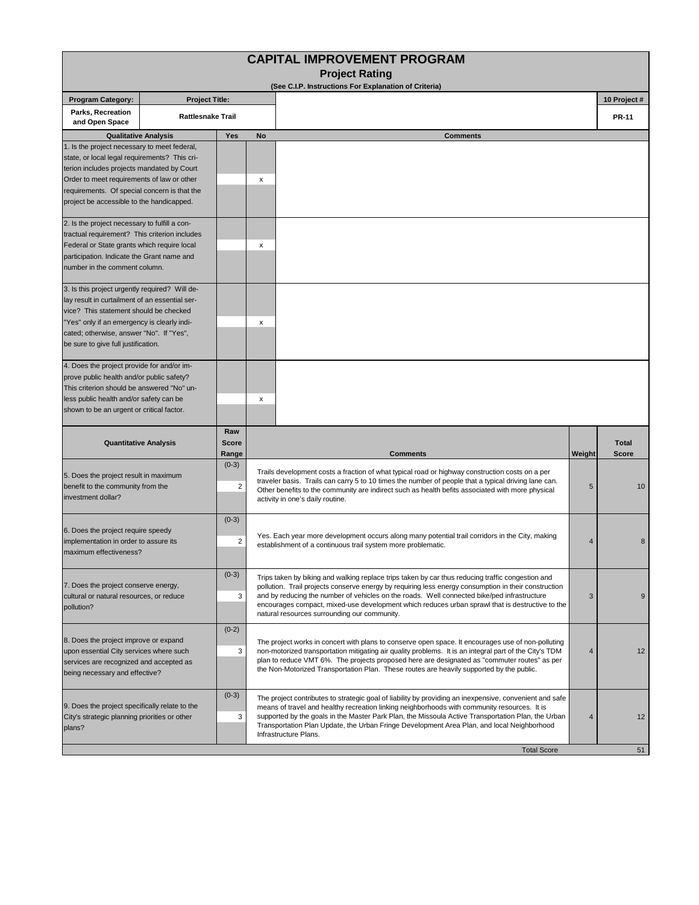# CAPITAL IMPROVEMENT PROGRAM

## Project Rating

**(See C.I.P. Instructions For Explanation of Criteria)**

| Program Category: | Project Title: | 10 Project # |
|---|---|---|
| Parks, Recreation and Open Space | Rattlesnake Trail | PR-11 |

| Qualitative Analysis | Yes | No | Comments |
|---|---|---|---|
| 1. Is the project necessary to meet federal, state, or local legal requirements? This criterion includes projects mandated by Court Order to meet requirements of law or other requirements. Of special concern is that the project be accessible to the handicapped. | | x | |
| 2. Is the project necessary to fulfill a contractual requirement? This criterion includes Federal or State grants which require local participation. Indicate the Grant name and number in the comment column. | | x | |
| 3. Is this project urgently required? Will delay result in curtailment of an essential service? This statement should be checked "Yes" only if an emergency is clearly indicated; otherwise, answer "No". If "Yes", be sure to give full justification. | | x | |
| 4. Does the project provide for and/or improve public health and/or public safety? This criterion should be answered "No" unless public health and/or safety can be shown to be an urgent or critical factor. | | x | |

| Quantitative Analysis | Raw Score Range | Raw Score | Comments | Weight | Total Score |
|---|---|---|---|---|---|
| 5. Does the project result in maximum benefit to the community from the investment dollar? | (0-3) | 2 | Trails development costs a fraction of what typical road or highway construction costs on a per traveler basis. Trails can carry 5 to 10 times the number of people that a typical driving lane can. Other benefits to the community are indirect such as health befits associated with more physical activity in one's daily routine. | 5 | 10 |
| 6. Does the project require speedy implementation in order to assure its maximum effectiveness? | (0-3) | 2 | Yes. Each year more development occurs along many potential trail corridors in the City, making establishment of a continuous trail system more problematic. | 4 | 8 |
| 7. Does the project conserve energy, cultural or natural resources, or reduce pollution? | (0-3) | 3 | Trips taken by biking and walking replace trips taken by car thus reducing traffic congestion and pollution. Trail projects conserve energy by requiring less energy consumption in their construction and by reducing the number of vehicles on the roads. Well connected bike/ped infrastructure encourages compact, mixed-use development which reduces urban sprawl that is destructive to the natural resources surrounding our community. | 3 | 9 |
| 8. Does the project improve or expand upon essential City services where such services are recognized and accepted as being necessary and effective? | (0-2) | 3 | The project works in concert with plans to conserve open space. It encourages use of non-polluting non-motorized transportation mitigating air quality problems. It is an integral part of the City's TDM plan to reduce VMT 6%. The projects proposed here are designated as "commuter routes" as per the Non-Motorized Transportation Plan. These routes are heavily supported by the public. | 4 | 12 |
| 9. Does the project specifically relate to the City's strategic planning priorities or other plans? | (0-3) | 3 | The project contributes to strategic goal of liability by providing an inexpensive, convenient and safe means of travel and healthy recreation linking neighborhoods with community resources. It is supported by the goals in the Master Park Plan, the Missoula Active Transportation Plan, the Urban Transportation Plan Update, the Urban Fringe Development Area Plan, and local Neighborhood Infrastructure Plans. | 4 | 12 |
| | | | Total Score | | 51 |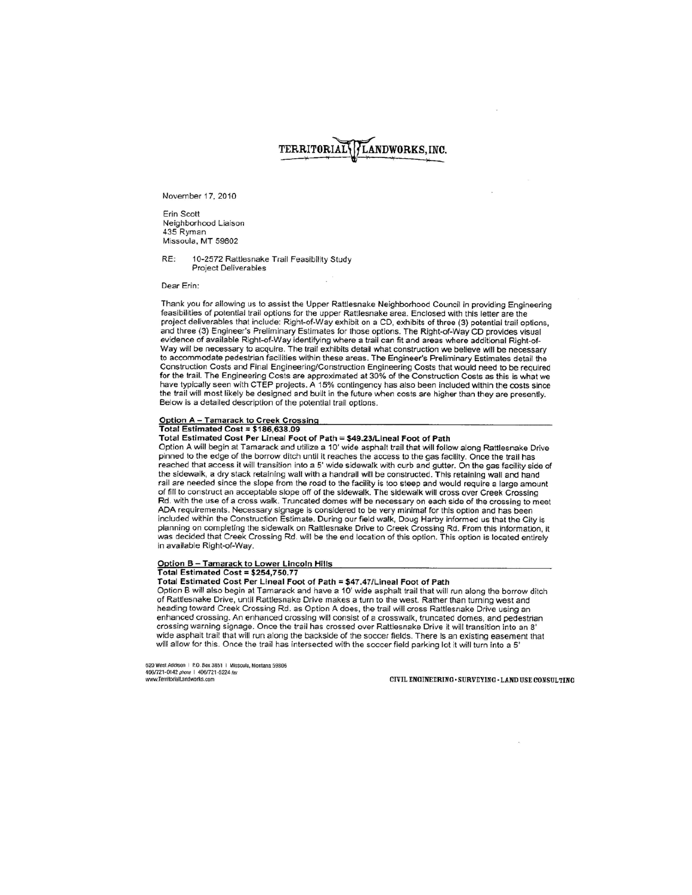# TERRITORIAL LANDWORKS, INC.

November 17, 2010

Erin Scott
Neighborhood Liaison
435 Ryman
Missoula, MT 59802

RE: 10-2572 Rattlesnake Trail Feasibility Study
Project Deliverables

Dear Erin:

Thank you for allowing us to assist the Upper Rattlesnake Neighborhood Council in providing Engineering feasibilities of potential trail options for the upper Rattlesnake area. Enclosed with this letter are the project deliverables that include: Right-of-Way exhibit on a CD, exhibits of three (3) potential trail options, and three (3) Engineer's Preliminary Estimates for those options. The Right-of-Way CD provides visual evidence of available Right-of-Way identifying where a trail can fit and areas where additional Right-of-Way will be necessary to acquire. The trail exhibits detail what construction we believe will be necessary to accommodate pedestrian facilities within these areas. The Engineer's Preliminary Estimates detail the Construction Costs and Final Engineering/Construction Engineering Costs that would need to be required for the trail. The Engineering Costs are approximated at 30% of the Construction Costs as this is what we have typically seen with CTEP projects. A 15% contingency has also been included within the costs since the trail will most likely be designed and built in the future when costs are higher than they are presently. Below is a detailed description of the potential trail options.

## Option A – Tamarack to Creek Crossing

**Total Estimated Cost = $186,638.09**

**Total Estimated Cost Per Lineal Foot of Path = $49.23/Lineal Foot of Path**

Option A will begin at Tamarack and utilize a 10' wide asphalt trail that will follow along Rattlesnake Drive pinned to the edge of the borrow ditch until it reaches the access to the gas facility. Once the trail has reached that access it will transition into a 5' wide sidewalk with curb and gutter. On the gas facility side of the sidewalk, a dry stack retaining wall with a handrail will be constructed. This retaining wall and hand rail are needed since the slope from the road to the facility is too steep and would require a large amount of fill to construct an acceptable slope off of the sidewalk. The sidewalk will cross over Creek Crossing Rd. with the use of a cross walk. Truncated domes will be necessary on each side of the crossing to meet ADA requirements. Necessary signage is considered to be very minimal for this option and has been included within the Construction Estimate. During our field walk, Doug Harby informed us that the City is planning on completing the sidewalk on Rattlesnake Drive to Creek Crossing Rd. From this information, it was decided that Creek Crossing Rd. will be the end location of this option. This option is located entirely in available Right-of-Way.

## Option B – Tamarack to Lower Lincoln Hills

**Total Estimated Cost = $254,750.77**

**Total Estimated Cost Per Lineal Foot of Path = $47.47/Lineal Foot of Path**

Option B will also begin at Tamarack and have a 10' wide asphalt trail that will run along the borrow ditch of Rattlesnake Drive, until Rattlesnake Drive makes a turn to the west. Rather than turning west and heading toward Creek Crossing Rd. as Option A does, the trail will cross Rattlesnake Drive using an enhanced crossing. An enhanced crossing will consist of a crosswalk, truncated domes, and pedestrian crossing warning signage. Once the trail has crossed over Rattlesnake Drive it will transition into an 8' wide asphalt trail that will run along the backside of the soccer fields. There is an existing easement that will allow for this. Once the trail has intersected with the soccer field parking lot it will turn into a 5'

520 West Addison | P.O. Box 3851 | Missoula, Montana 59806
406/721-0142 *phone* | 406/721-5224 *fax*
www.TerritorialLandworks.com

CIVIL ENGINEERING · SURVEYING · LAND USE CONSULTING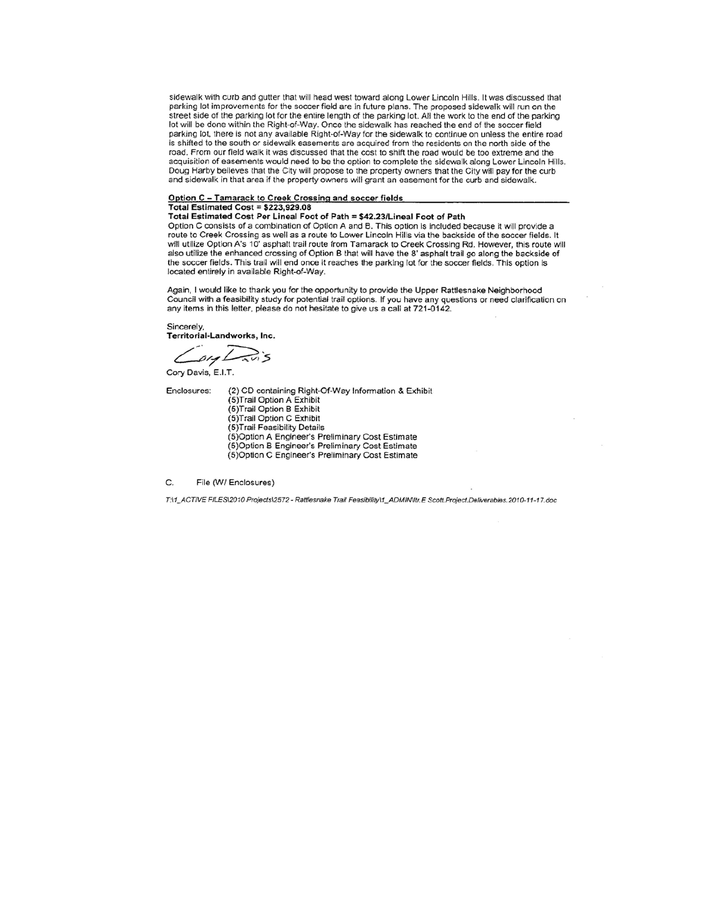sidewalk with curb and gutter that will head west toward along Lower Lincoln Hills. It was discussed that parking lot improvements for the soccer field are in future plans. The proposed sidewalk will run on the street side of the parking lot for the entire length of the parking lot. All the work to the end of the parking lot will be done within the Right-of-Way. Once the sidewalk has reached the end of the soccer field parking lot, there is not any available Right-of-Way for the sidewalk to continue on unless the entire road is shifted to the south or sidewalk easements are acquired from the residents on the north side of the road. From our field walk it was discussed that the cost to shift the road would be too extreme and the acquisition of easements would need to be the option to complete the sidewalk along Lower Lincoln Hills. Doug Harby believes that the City will propose to the property owners that the City will pay for the curb and sidewalk in that area if the property owners will grant an easement for the curb and sidewalk.

**Option C – Tamarack to Creek Crossing and soccer fields**

**Total Estimated Cost = $223,929.08**

**Total Estimated Cost Per Lineal Foot of Path = $42.23/Lineal Foot of Path**

Option C consists of a combination of Option A and B. This option is included because it will provide a route to Creek Crossing as well as a route to Lower Lincoln Hills via the backside of the soccer fields. It will utilize Option A's 10' asphalt trail route from Tamarack to Creek Crossing Rd. However, this route will also utilize the enhanced crossing of Option B that will have the 8' asphalt trail go along the backside of the soccer fields. This trail will end once it reaches the parking lot for the soccer fields. This option is located entirely in available Right-of-Way.

Again, I would like to thank you for the opportunity to provide the Upper Rattlesnake Neighborhood Council with a feasibility study for potential trail options. If you have any questions or need clarification on any items in this letter, please do not hesitate to give us a call at 721-0142.

Sincerely,

**Territorial-Landworks, Inc.**

Cory Davis

Cory Davis, E.I.T.

Enclosures:
- (2) CD containing Right-Of-Way Information & Exhibit
- (5)Trail Option A Exhibit
- (5)Trail Option B Exhibit
- (5)Trail Option C Exhibit
- (5)Trail Feasibility Details
- (5)Option A Engineer's Preliminary Cost Estimate
- (5)Option B Engineer's Preliminary Cost Estimate
- (5)Option C Engineer's Preliminary Cost Estimate

C. File (W/ Enclosures)

*T:\1_ACTIVE FILES\2010 Projects\2572 - Rattlesnake Trail Feasibility\1_ADMIN\ltr.E Scott.Project.Deliverables.2010-11-17.doc*